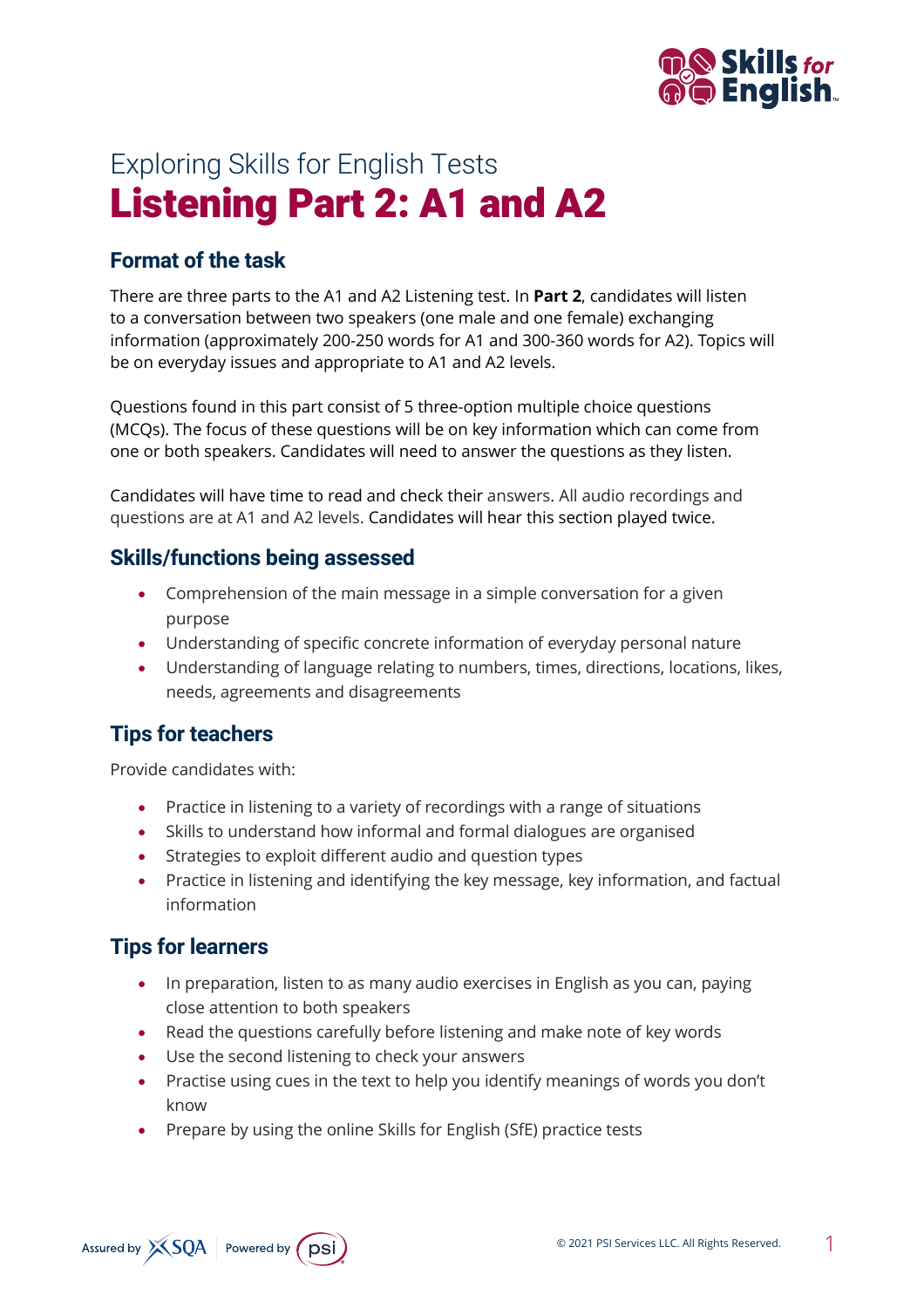Exploring Skills for English Tests

# Listening Part 2: A1 and A2

## Format of the task

There are three parts to the A1 and A2 Listening test. In **Part 2**, candidates will listen to a conversation between two speakers (one male and one female) exchanging information (approximately 200-250 words for A1 and 300-360 words for A2). Topics will be on everyday issues and appropriate to A1 and A2 levels.

Questions found in this part consist of 5 three-option multiple choice questions (MCQs). The focus of these questions will be on key information which can come from one or both speakers. Candidates will need to answer the questions as they listen.

Candidates will have time to read and check their answers. All audio recordings and questions are at A1 and A2 levels. Candidates will hear this section played twice.

## Skills/functions being assessed

- Comprehension of the main message in a simple conversation for a given purpose
- Understanding of specific concrete information of everyday personal nature
- Understanding of language relating to numbers, times, directions, locations, likes, needs, agreements and disagreements

## Tips for teachers

Provide candidates with:

- Practice in listening to a variety of recordings with a range of situations
- Skills to understand how informal and formal dialogues are organised
- Strategies to exploit different audio and question types
- Practice in listening and identifying the key message, key information, and factual information

## Tips for learners

- In preparation, listen to as many audio exercises in English as you can, paying close attention to both speakers
- Read the questions carefully before listening and make note of key words
- Use the second listening to check your answers
- Practise using cues in the text to help you identify meanings of words you don't know
- Prepare by using the online Skills for English (SfE) practice tests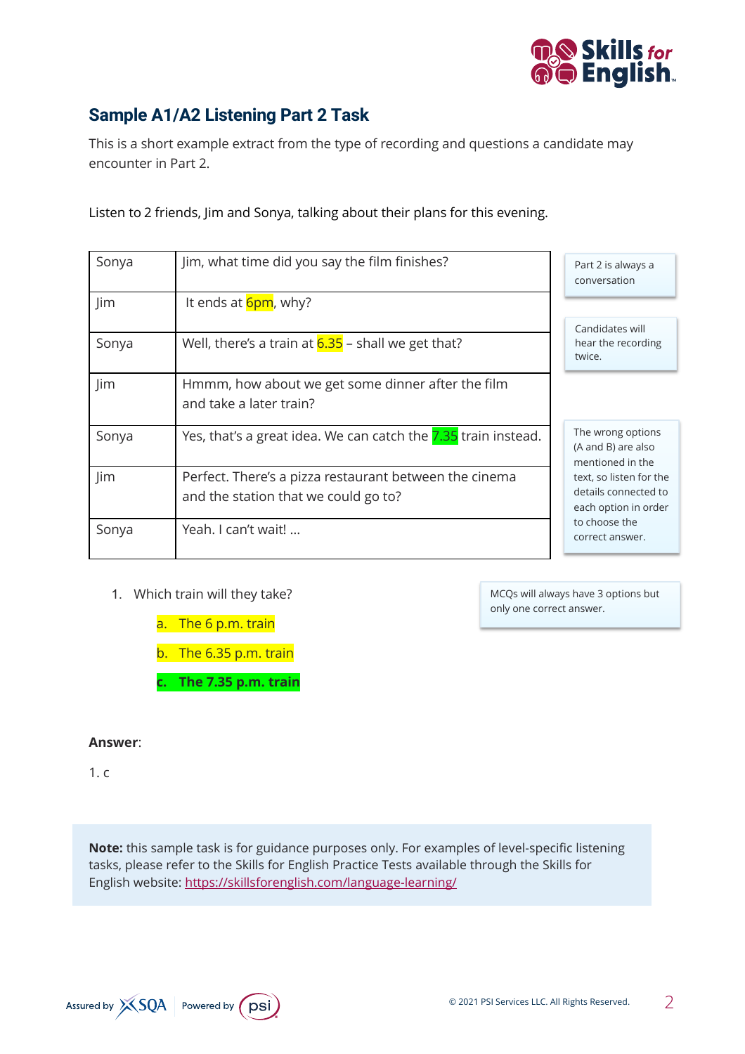## Sample A1/A2 Listening Part 2 Task

This is a short example extract from the type of recording and questions a candidate may encounter in Part 2.

Listen to 2 friends, Jim and Sonya, talking about their plans for this evening.

| | |
|---|---|
| Sonya | Jim, what time did you say the film finishes? |
| Jim | It ends at 6pm, why? |
| Sonya | Well, there's a train at 6.35 – shall we get that? |
| Jim | Hmmm, how about we get some dinner after the film and take a later train? |
| Sonya | Yes, that's a great idea. We can catch the 7.35 train instead. |
| Jim | Perfect. There's a pizza restaurant between the cinema and the station that we could go to? |
| Sonya | Yeah. I can't wait! … |

Part 2 is always a conversation

Candidates will hear the recording twice.

The wrong options (A and B) are also mentioned in the text, so listen for the details connected to each option in order to choose the correct answer.

1. Which train will they take?
   a. The 6 p.m. train
   b. The 6.35 p.m. train
   **c. The 7.35 p.m. train**

MCQs will always have 3 options but only one correct answer.

**Answer**:

1. c

**Note:** this sample task is for guidance purposes only. For examples of level-specific listening tasks, please refer to the Skills for English Practice Tests available through the Skills for English website: https://skillsforenglish.com/language-learning/